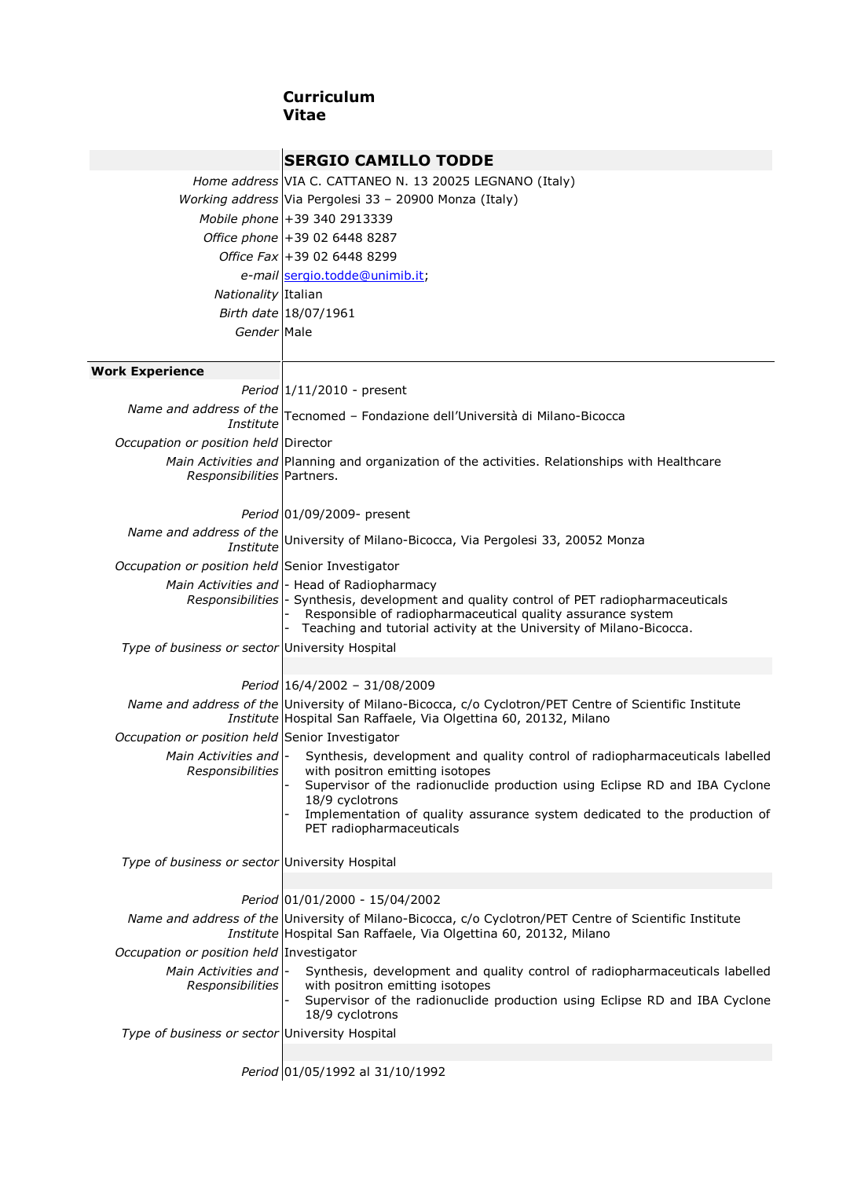# Curriculum Vitae

| | **SERGIO CAMILLO TODDE** |
|---|---|
| *Home address* | VIA C. CATTANEO N. 13 20025 LEGNANO (Italy) |
| *Working address* | Via Pergolesi 33 – 20900 Monza (Italy) |
| *Mobile phone* | +39 340 2913339 |
| *Office phone* | +39 02 6448 8287 |
| *Office Fax* | +39 02 6448 8299 |
| *e-mail* | sergio.todde@unimib.it; |
| *Nationality* | Italian |
| *Birth date* | 18/07/1961 |
| *Gender* | Male |

## Work Experience

| | |
|---|---|
| *Period* | 1/11/2010 - present |
| *Name and address of the Institute* | Tecnomed – Fondazione dell'Università di Milano-Bicocca |
| *Occupation or position held* | Director |
| *Main Activities and Responsibilities* | Planning and organization of the activities. Relationships with Healthcare Partners. |
| | |
| *Period* | 01/09/2009- present |
| *Name and address of the Institute* | University of Milano-Bicocca, Via Pergolesi 33, 20052 Monza |
| *Occupation or position held* | Senior Investigator |
| *Main Activities and Responsibilities* | - Head of Radiopharmacy<br>- Synthesis, development and quality control of PET radiopharmaceuticals<br>- Responsible of radiopharmaceutical quality assurance system<br>- Teaching and tutorial activity at the University of Milano-Bicocca. |
| *Type of business or sector* | University Hospital |
| | |
| *Period* | 16/4/2002 – 31/08/2009 |
| *Name and address of the Institute* | University of Milano-Bicocca, c/o Cyclotron/PET Centre of Scientific Institute Hospital San Raffaele, Via Olgettina 60, 20132, Milano |
| *Occupation or position held* | Senior Investigator |
| *Main Activities and Responsibilities* | - Synthesis, development and quality control of radiopharmaceuticals labelled with positron emitting isotopes<br>- Supervisor of the radionuclide production using Eclipse RD and IBA Cyclone 18/9 cyclotrons<br>- Implementation of quality assurance system dedicated to the production of PET radiopharmaceuticals |
| *Type of business or sector* | University Hospital |
| | |
| *Period* | 01/01/2000 - 15/04/2002 |
| *Name and address of the Institute* | University of Milano-Bicocca, c/o Cyclotron/PET Centre of Scientific Institute Hospital San Raffaele, Via Olgettina 60, 20132, Milano |
| *Occupation or position held* | Investigator |
| *Main Activities and Responsibilities* | - Synthesis, development and quality control of radiopharmaceuticals labelled with positron emitting isotopes<br>- Supervisor of the radionuclide production using Eclipse RD and IBA Cyclone 18/9 cyclotrons |
| *Type of business or sector* | University Hospital |
| | |
| *Period* | 01/05/1992 al 31/10/1992 |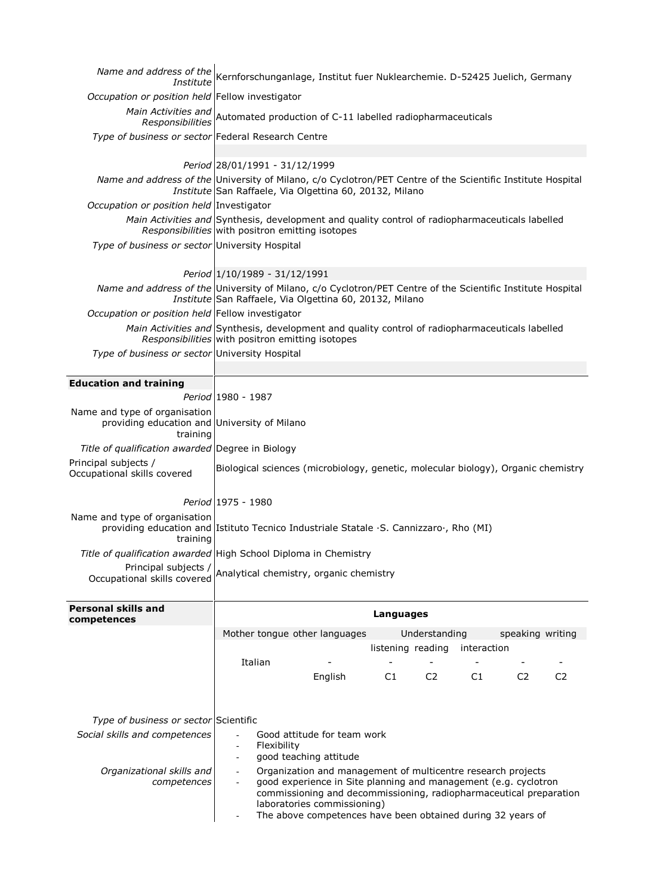| | |
|---|---|
| *Name and address of the Institute* | Kernforschunganlage, Institut fuer Nuklearchemie. D-52425 Juelich, Germany |
| *Occupation or position held* | Fellow investigator |
| *Main Activities and Responsibilities* | Automated production of C-11 labelled radiopharmaceuticals |
| *Type of business or sector* | Federal Research Centre |
| | |
| *Period* | 28/01/1991 - 31/12/1999 |
| *Name and address of the Institute* | University of Milano, c/o Cyclotron/PET Centre of the Scientific Institute Hospital San Raffaele, Via Olgettina 60, 20132, Milano |
| *Occupation or position held* | Investigator |
| *Main Activities and Responsibilities* | Synthesis, development and quality control of radiopharmaceuticals labelled with positron emitting isotopes |
| *Type of business or sector* | University Hospital |
| | |
| *Period* | 1/10/1989 - 31/12/1991 |
| *Name and address of the Institute* | University of Milano, c/o Cyclotron/PET Centre of the Scientific Institute Hospital San Raffaele, Via Olgettina 60, 20132, Milano |
| *Occupation or position held* | Fellow investigator |
| *Main Activities and Responsibilities* | Synthesis, development and quality control of radiopharmaceuticals labelled with positron emitting isotopes |
| *Type of business or sector* | University Hospital |

## Education and training

| | |
|---|---|
| *Period* | 1980 - 1987 |
| Name and type of organisation providing education and training | University of Milano |
| *Title of qualification awarded* | Degree in Biology |
| Principal subjects / Occupational skills covered | Biological sciences (microbiology, genetic, molecular biology), Organic chemistry |
| | |
| *Period* | 1975 - 1980 |
| Name and type of organisation providing education and training | Istituto Tecnico Industriale Statale ·S. Cannizzaro·, Rho (MI) |
| *Title of qualification awarded* | High School Diploma in Chemistry |
| Principal subjects / Occupational skills covered | Analytical chemistry, organic chemistry |

## Personal skills and competences

**Languages**

| Mother tongue | other languages | Understanding | | | speaking | writing |
|---|---|---|---|---|---|---|
| | | listening | reading | interaction | | |
| Italian | - | - | - | - | - | - |
| | English | C1 | C2 | C1 | C2 | C2 |

| | |
|---|---|
| *Type of business or sector* | Scientific |
| *Social skills and competences* | - Good attitude for team work<br>- Flexibility<br>- good teaching attitude |
| *Organizational skills and competences* | - Organization and management of multicentre research projects<br>- good experience in Site planning and management (e.g. cyclotron commissioning and decommissioning, radiopharmaceutical preparation laboratories commissioning)<br>- The above competences have been obtained during 32 years of |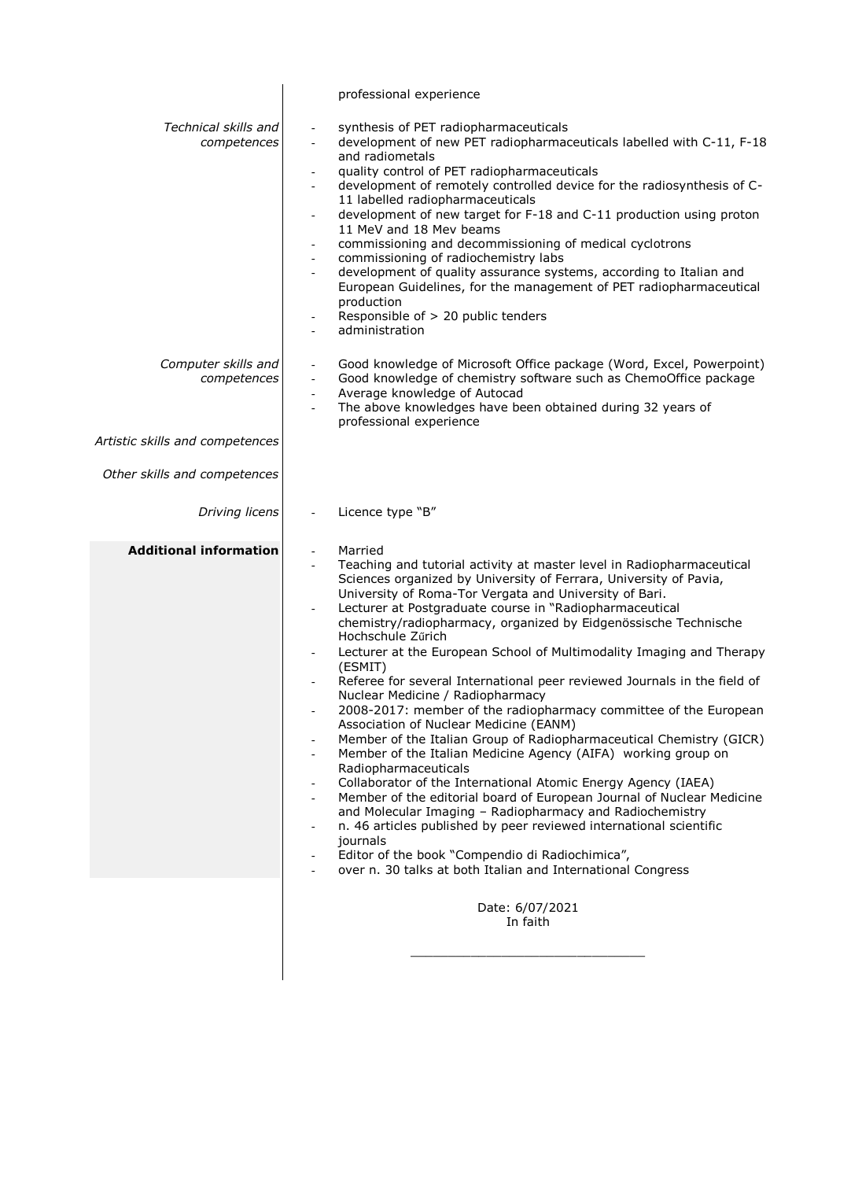professional experience

*Technical skills and competences*

- synthesis of PET radiopharmaceuticals
- development of new PET radiopharmaceuticals labelled with C-11, F-18 and radiometals
- quality control of PET radiopharmaceuticals
- development of remotely controlled device for the radiosynthesis of C-11 labelled radiopharmaceuticals
- development of new target for F-18 and C-11 production using proton 11 MeV and 18 Mev beams
- commissioning and decommissioning of medical cyclotrons
- commissioning of radiochemistry labs
- development of quality assurance systems, according to Italian and European Guidelines, for the management of PET radiopharmaceutical production
- Responsible of > 20 public tenders
- administration

*Computer skills and competences*

- Good knowledge of Microsoft Office package (Word, Excel, Powerpoint)
- Good knowledge of chemistry software such as ChemoOffice package
- Average knowledge of Autocad
- The above knowledges have been obtained during 32 years of professional experience

*Artistic skills and competences*

*Other skills and competences*

*Driving licens*

- Licence type "B"

**Additional information**

- Married
- Teaching and tutorial activity at master level in Radiopharmaceutical Sciences organized by University of Ferrara, University of Pavia, University of Roma-Tor Vergata and University of Bari.
- Lecturer at Postgraduate course in "Radiopharmaceutical chemistry/radiopharmacy, organized by Eidgenössische Technische Hochschule Zűrich
- Lecturer at the European School of Multimodality Imaging and Therapy (ESMIT)
- Referee for several International peer reviewed Journals in the field of Nuclear Medicine / Radiopharmacy
- 2008-2017: member of the radiopharmacy committee of the European Association of Nuclear Medicine (EANM)
- Member of the Italian Group of Radiopharmaceutical Chemistry (GICR)
- Member of the Italian Medicine Agency (AIFA) working group on Radiopharmaceuticals
- Collaborator of the International Atomic Energy Agency (IAEA)
- Member of the editorial board of European Journal of Nuclear Medicine and Molecular Imaging – Radiopharmacy and Radiochemistry
- n. 46 articles published by peer reviewed international scientific journals
- Editor of the book "Compendio di Radiochimica",
- over n. 30 talks at both Italian and International Congress

Date: 6/07/2021
In faith

\_\_\_\_\_\_\_\_\_\_\_\_\_\_\_\_\_\_\_\_\_\_\_\_\_\_\_\_\_\_